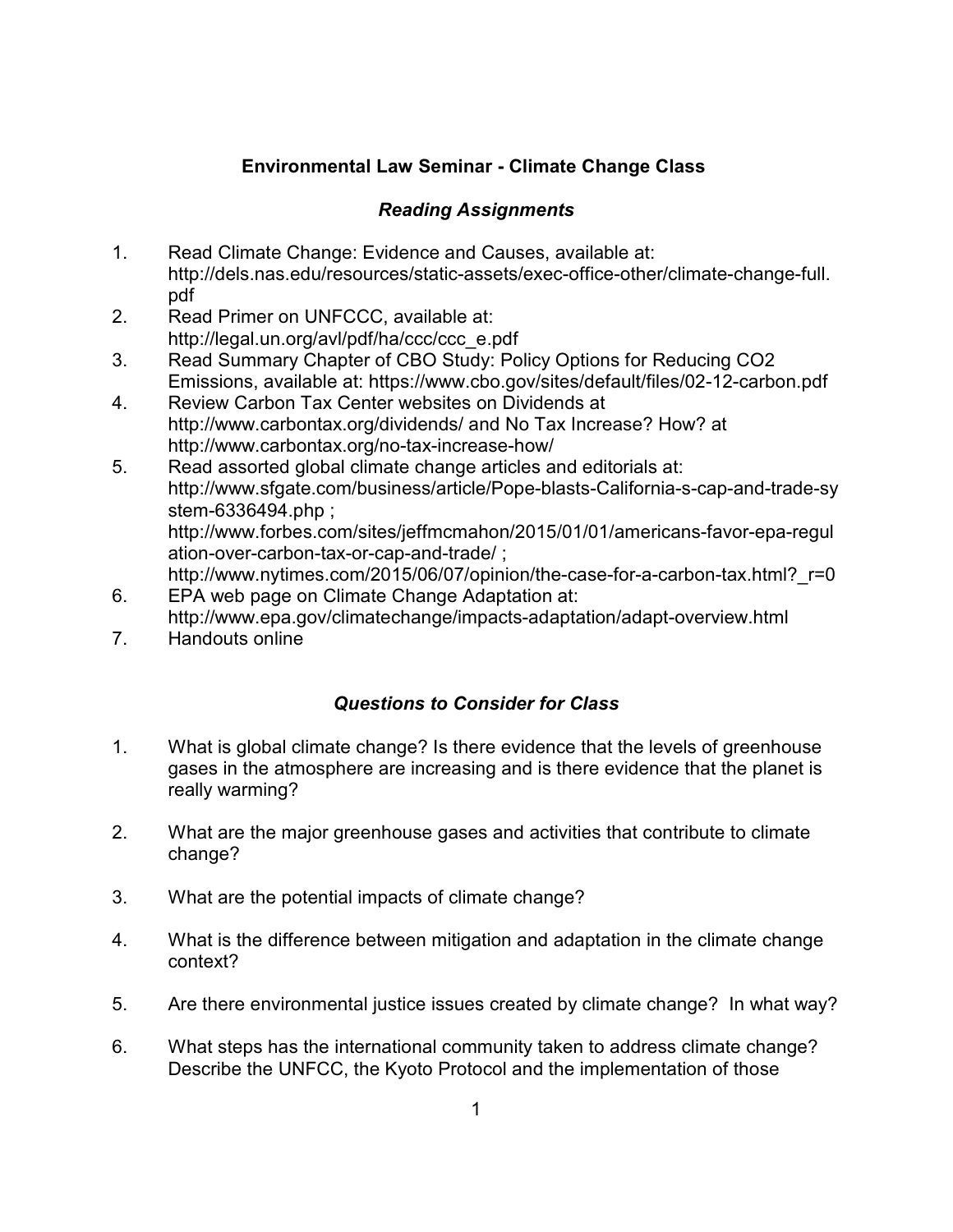# Environmental Law Seminar - Climate Change Class

## *Reading Assignments*

1. Read Climate Change: Evidence and Causes, available at: http://dels.nas.edu/resources/static-assets/exec-office-other/climate-change-full.pdf
2. Read Primer on UNFCCC, available at: http://legal.un.org/avl/pdf/ha/ccc/ccc_e.pdf
3. Read Summary Chapter of CBO Study: Policy Options for Reducing CO2 Emissions, available at: https://www.cbo.gov/sites/default/files/02-12-carbon.pdf
4. Review Carbon Tax Center websites on Dividends at http://www.carbontax.org/dividends/ and No Tax Increase? How? at http://www.carbontax.org/no-tax-increase-how/
5. Read assorted global climate change articles and editorials at: http://www.sfgate.com/business/article/Pope-blasts-California-s-cap-and-trade-system-6336494.php ; http://www.forbes.com/sites/jeffmcmahon/2015/01/01/americans-favor-epa-regulation-over-carbon-tax-or-cap-and-trade/ ; http://www.nytimes.com/2015/06/07/opinion/the-case-for-a-carbon-tax.html?_r=0
6. EPA web page on Climate Change Adaptation at: http://www.epa.gov/climatechange/impacts-adaptation/adapt-overview.html
7. Handouts online

## *Questions to Consider for Class*

1. What is global climate change? Is there evidence that the levels of greenhouse gases in the atmosphere are increasing and is there evidence that the planet is really warming?

2. What are the major greenhouse gases and activities that contribute to climate change?

3. What are the potential impacts of climate change?

4. What is the difference between mitigation and adaptation in the climate change context?

5. Are there environmental justice issues created by climate change? In what way?

6. What steps has the international community taken to address climate change? Describe the UNFCC, the Kyoto Protocol and the implementation of those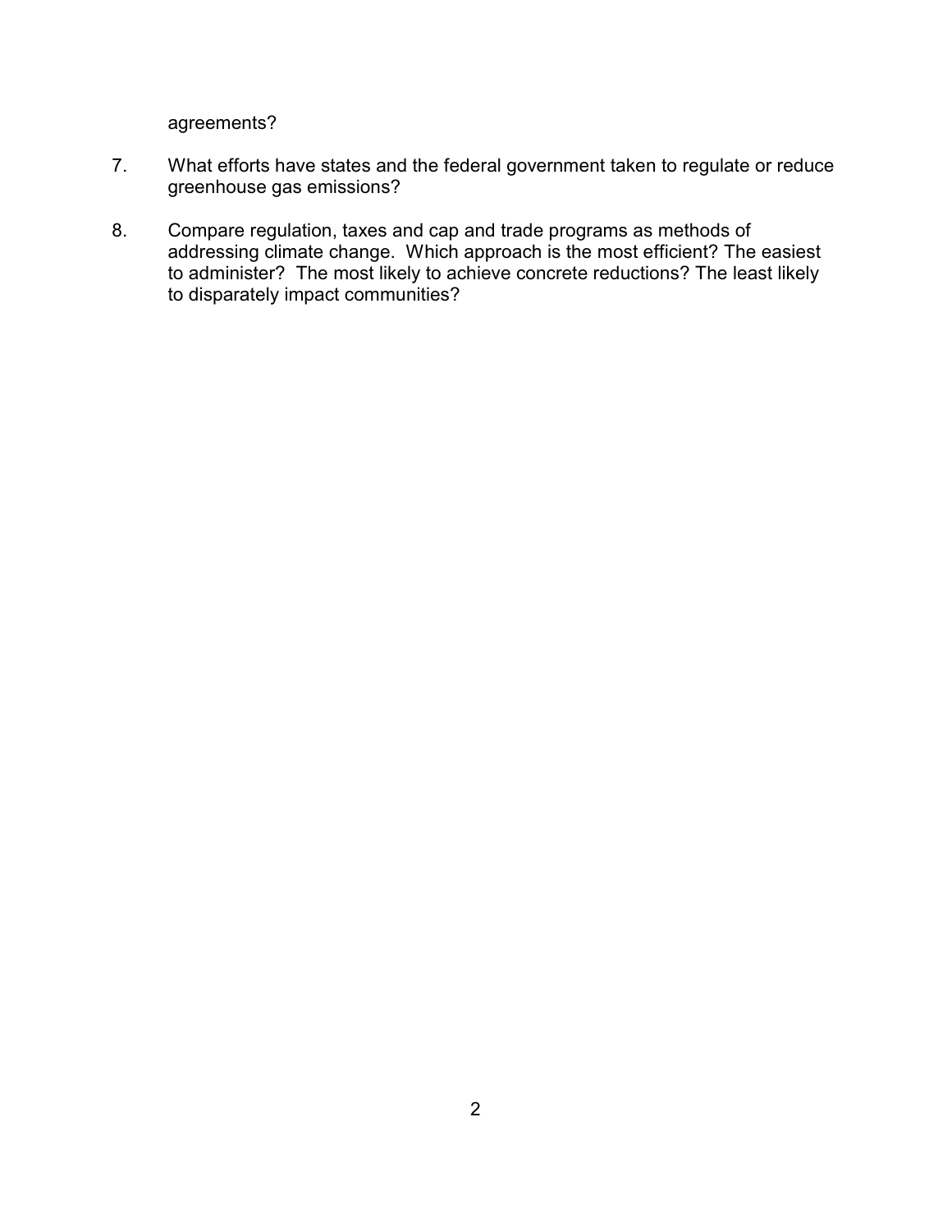agreements?

7. What efforts have states and the federal government taken to regulate or reduce greenhouse gas emissions?

8. Compare regulation, taxes and cap and trade programs as methods of addressing climate change. Which approach is the most efficient? The easiest to administer? The most likely to achieve concrete reductions? The least likely to disparately impact communities?